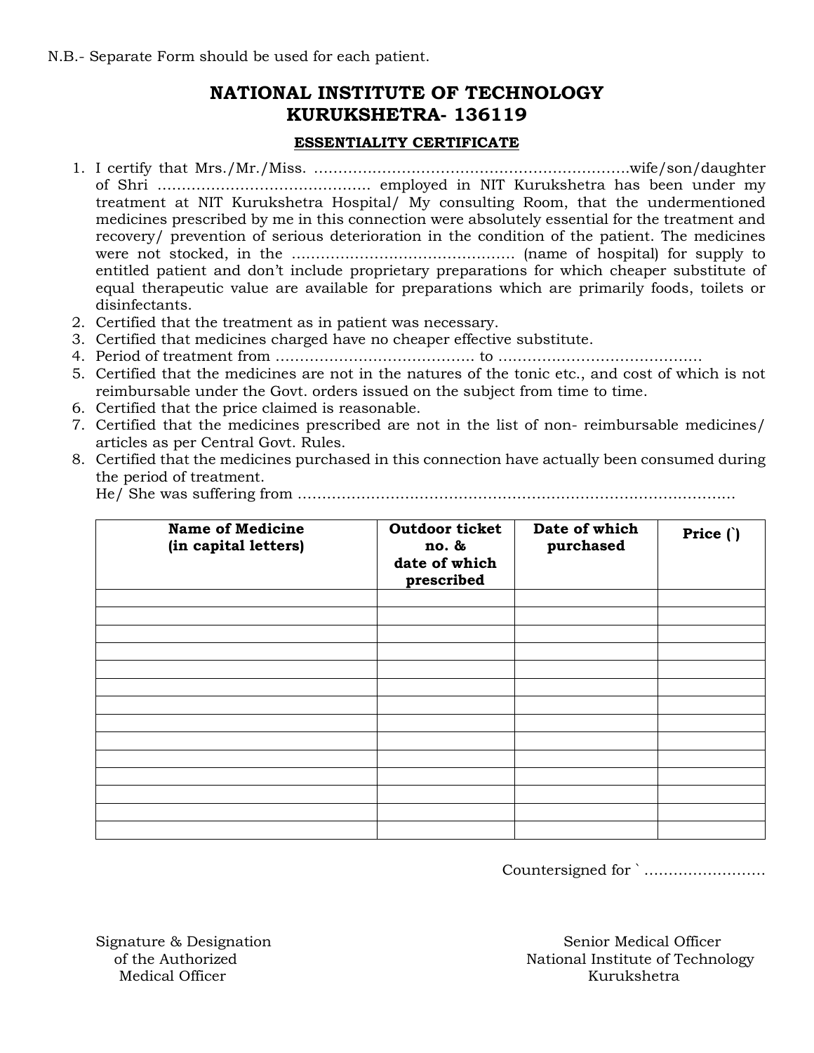N.B.- Separate Form should be used for each patient.

# NATIONAL INSTITUTE OF TECHNOLOGY
# KURUKSHETRA- 136119

## ESSENTIALITY CERTIFICATE

1. I certify that Mrs./Mr./Miss. ……………………………………………………….wife/son/daughter of Shri ……………………………………. employed in NIT Kurukshetra has been under my treatment at NIT Kurukshetra Hospital/ My consulting Room, that the undermentioned medicines prescribed by me in this connection were absolutely essential for the treatment and recovery/ prevention of serious deterioration in the condition of the patient. The medicines were not stocked, in the ……………………………………… (name of hospital) for supply to entitled patient and don't include proprietary preparations for which cheaper substitute of equal therapeutic value are available for preparations which are primarily foods, toilets or disinfectants.
2. Certified that the treatment as in patient was necessary.
3. Certified that medicines charged have no cheaper effective substitute.
4. Period of treatment from …………………………………. to ……………………………………
5. Certified that the medicines are not in the natures of the tonic etc., and cost of which is not reimbursable under the Govt. orders issued on the subject from time to time.
6. Certified that the price claimed is reasonable.
7. Certified that the medicines prescribed are not in the list of non- reimbursable medicines/ articles as per Central Govt. Rules.
8. Certified that the medicines purchased in this connection have actually been consumed during the period of treatment.
   He/ She was suffering from ……………………………………………………………………………….

| Name of Medicine (in capital letters) | Outdoor ticket no. & date of which prescribed | Date of which purchased | Price (`) |
|---|---|---|---|
| | | | |
| | | | |
| | | | |
| | | | |
| | | | |
| | | | |
| | | | |
| | | | |
| | | | |
| | | | |
| | | | |
| | | | |
| | | | |
| | | | |

Countersigned for ` …………………….

Signature & Designation
of the Authorized
Medical Officer

Senior Medical Officer
National Institute of Technology
Kurukshetra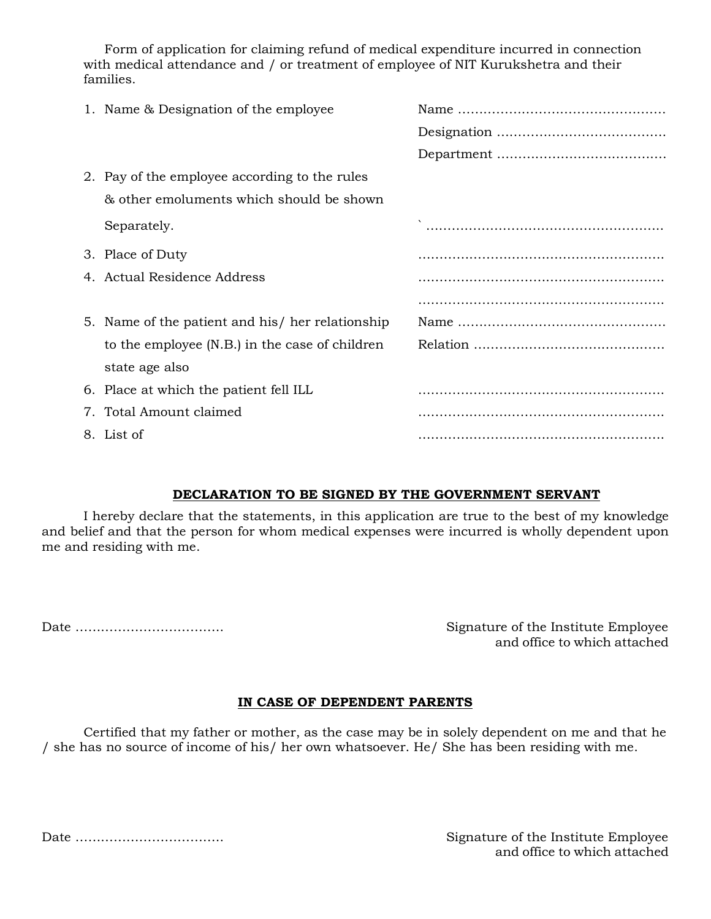Form of application for claiming refund of medical expenditure incurred in connection with medical attendance and / or treatment of employee of NIT Kurukshetra and their families.

| | | |
|---|---|---|
| 1. | Name & Designation of the employee | Name ………………………………………… |
| | | Designation ………………………………… |
| | | Department ………………………………… |
| 2. | Pay of the employee according to the rules & other emoluments which should be shown Separately. | ` ……………………………………………… |
| 3. | Place of Duty | ………………………………………………… |
| 4. | Actual Residence Address | ………………………………………………… |
| | | ………………………………………………… |
| 5. | Name of the patient and his/ her relationship to the employee (N.B.) in the case of children state age also | Name ………………………………………… |
| | | Relation …………………………………… |
| 6. | Place at which the patient fell ILL | ………………………………………………… |
| 7. | Total Amount claimed | ………………………………………………… |
| 8. | List of | ………………………………………………… |

**DECLARATION TO BE SIGNED BY THE GOVERNMENT SERVANT**

I hereby declare that the statements, in this application are true to the best of my knowledge and belief and that the person for whom medical expenses were incurred is wholly dependent upon me and residing with me.

Date ……………………………

Signature of the Institute Employee
and office to which attached

**IN CASE OF DEPENDENT PARENTS**

Certified that my father or mother, as the case may be in solely dependent on me and that he / she has no source of income of his/ her own whatsoever. He/ She has been residing with me.

Date ……………………………

Signature of the Institute Employee
and office to which attached